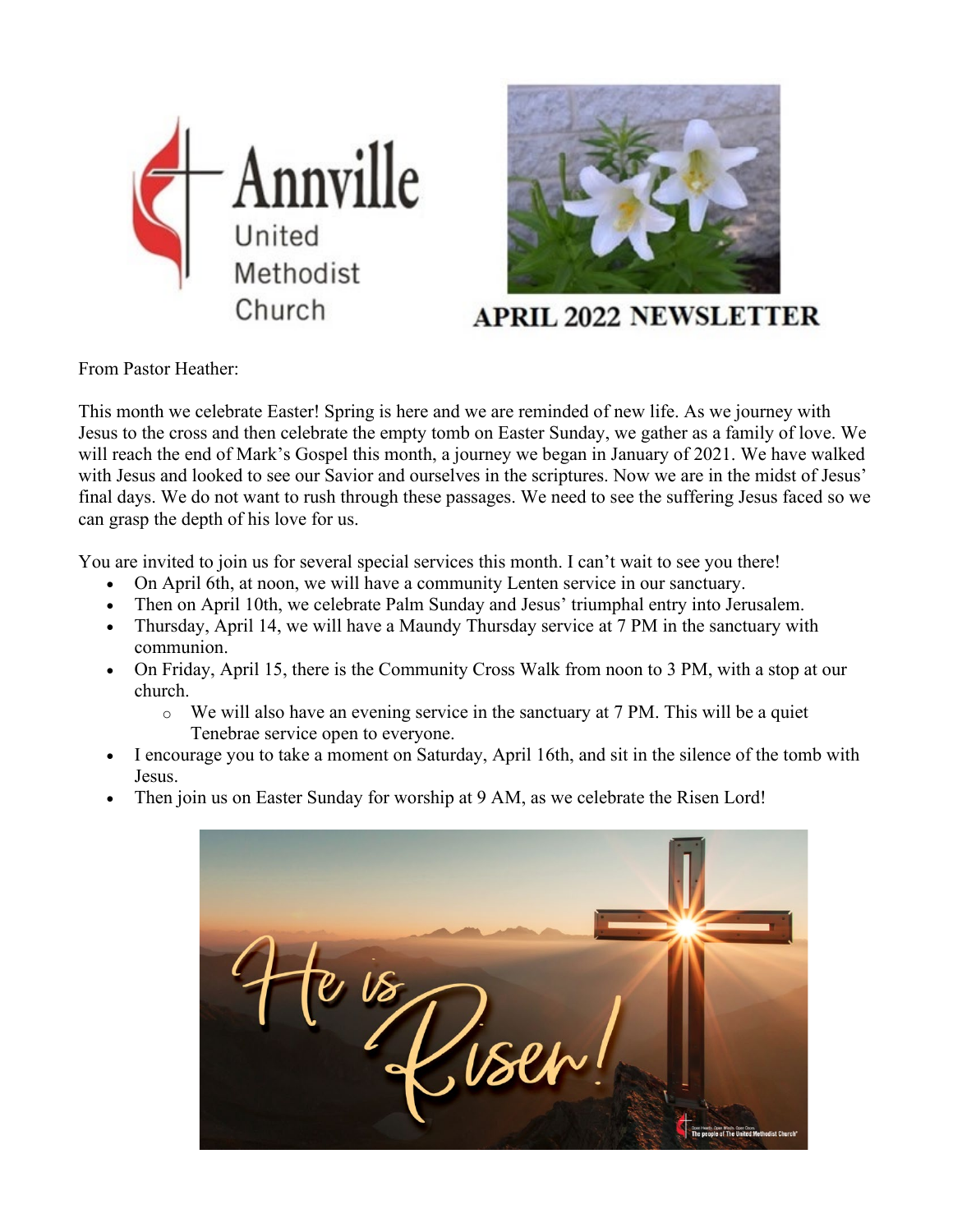Annville United Methodist Church

# APRIL 2022 NEWSLETTER

From Pastor Heather:

This month we celebrate Easter! Spring is here and we are reminded of new life. As we journey with Jesus to the cross and then celebrate the empty tomb on Easter Sunday, we gather as a family of love. We will reach the end of Mark's Gospel this month, a journey we began in January of 2021. We have walked with Jesus and looked to see our Savior and ourselves in the scriptures. Now we are in the midst of Jesus' final days. We do not want to rush through these passages. We need to see the suffering Jesus faced so we can grasp the depth of his love for us.

You are invited to join us for several special services this month. I can't wait to see you there!

- On April 6th, at noon, we will have a community Lenten service in our sanctuary.
- Then on April 10th, we celebrate Palm Sunday and Jesus' triumphal entry into Jerusalem.
- Thursday, April 14, we will have a Maundy Thursday service at 7 PM in the sanctuary with communion.
- On Friday, April 15, there is the Community Cross Walk from noon to 3 PM, with a stop at our church.
  - We will also have an evening service in the sanctuary at 7 PM. This will be a quiet Tenebrae service open to everyone.
- I encourage you to take a moment on Saturday, April 16th, and sit in the silence of the tomb with Jesus.
- Then join us on Easter Sunday for worship at 9 AM, as we celebrate the Risen Lord!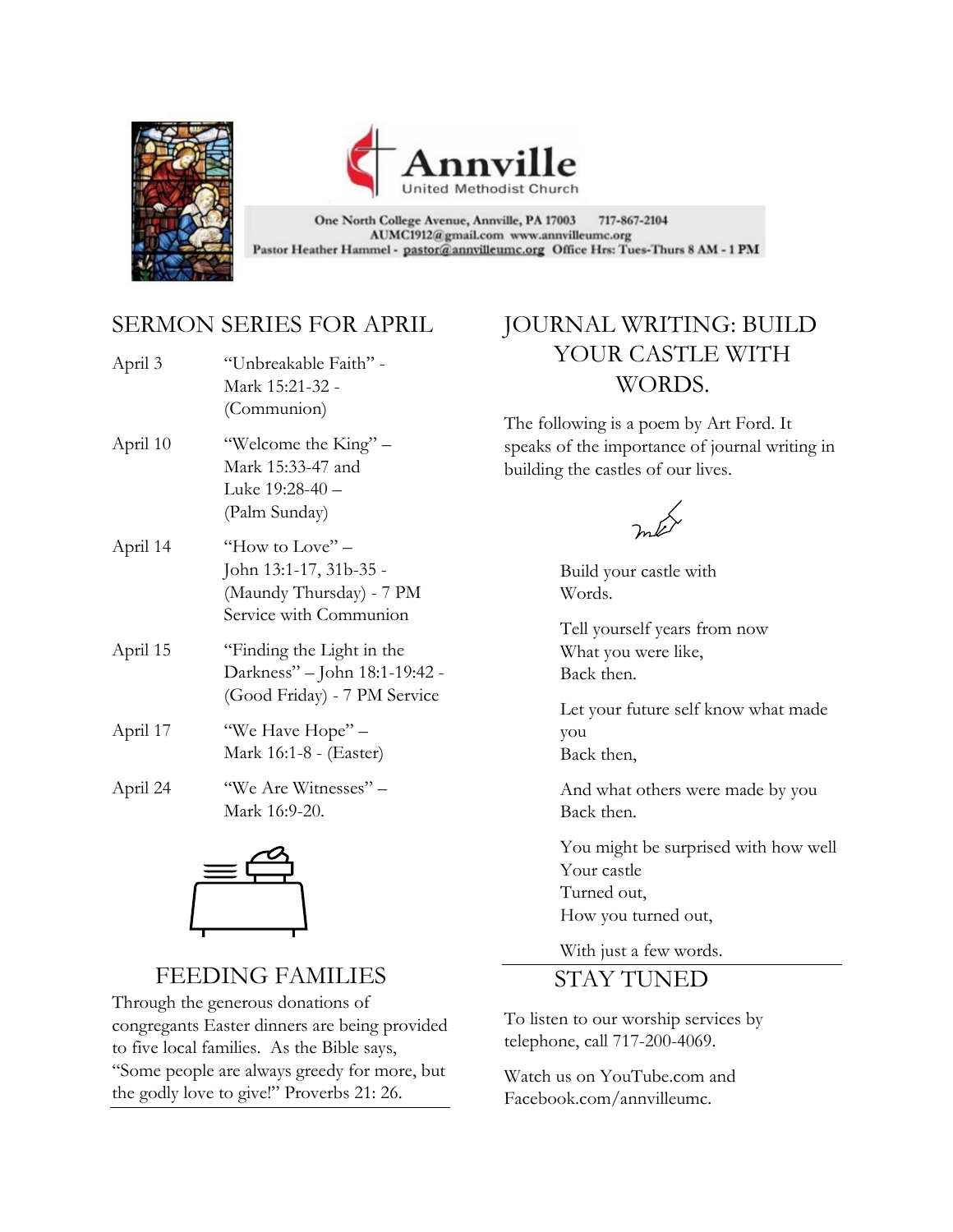# Annville

United Methodist Church

One North College Avenue, Annville, PA 17003 717-867-2104
AUMC1912@gmail.com www.annvilleumc.org
Pastor Heather Hammel - pastor@annvilleumc.org Office Hrs: Tues-Thurs 8 AM - 1 PM

## SERMON SERIES FOR APRIL

| | |
|---|---|
| April 3 | "Unbreakable Faith" - Mark 15:21-32 - (Communion) |
| April 10 | "Welcome the King" – Mark 15:33-47 and Luke 19:28-40 – (Palm Sunday) |
| April 14 | "How to Love" – John 13:1-17, 31b-35 - (Maundy Thursday) - 7 PM Service with Communion |
| April 15 | "Finding the Light in the Darkness" – John 18:1-19:42 - (Good Friday) - 7 PM Service |
| April 17 | "We Have Hope" – Mark 16:1-8 - (Easter) |
| April 24 | "We Are Witnesses" – Mark 16:9-20. |

## FEEDING FAMILIES

Through the generous donations of congregants Easter dinners are being provided to five local families. As the Bible says, "Some people are always greedy for more, but the godly love to give!" Proverbs 21: 26.

## JOURNAL WRITING: BUILD YOUR CASTLE WITH WORDS.

The following is a poem by Art Ford. It speaks of the importance of journal writing in building the castles of our lives.

Build your castle with
Words.

Tell yourself years from now
What you were like,
Back then.

Let your future self know what made
you
Back then,

And what others were made by you
Back then.

You might be surprised with how well
Your castle
Turned out,
How you turned out,

With just a few words.

## STAY TUNED

To listen to our worship services by telephone, call 717-200-4069.

Watch us on YouTube.com and Facebook.com/annvilleumc.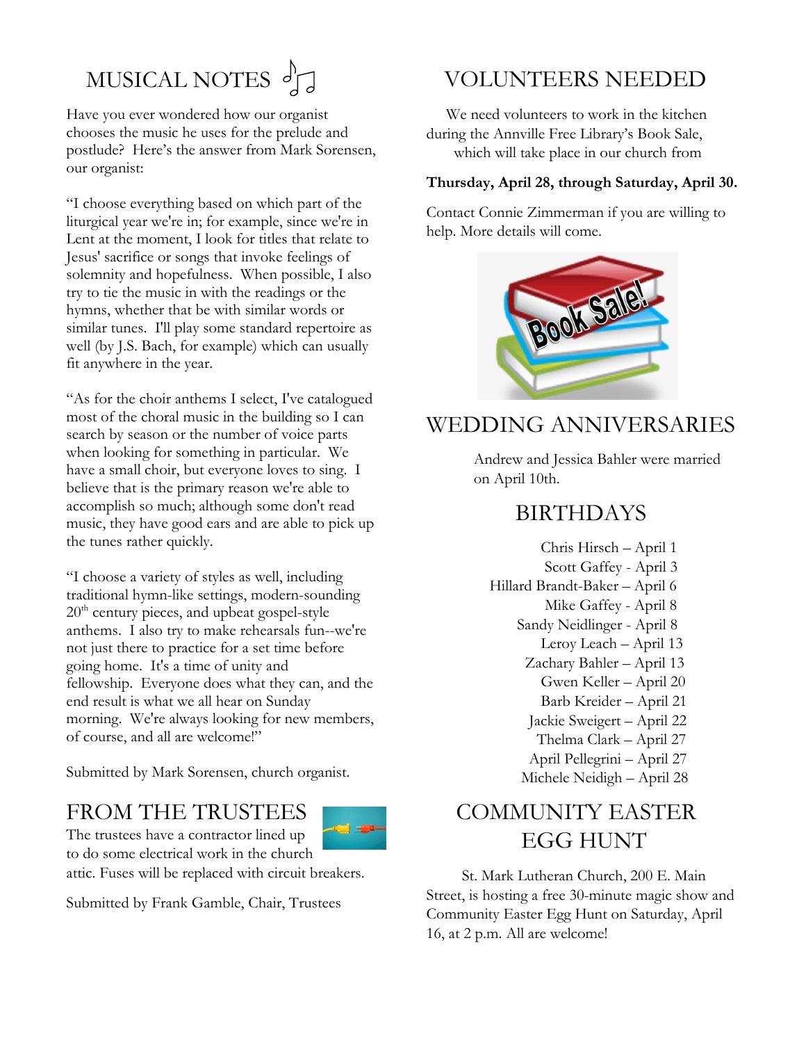# MUSICAL NOTES

Have you ever wondered how our organist chooses the music he uses for the prelude and postlude? Here's the answer from Mark Sorensen, our organist:

"I choose everything based on which part of the liturgical year we're in; for example, since we're in Lent at the moment, I look for titles that relate to Jesus' sacrifice or songs that invoke feelings of solemnity and hopefulness. When possible, I also try to tie the music in with the readings or the hymns, whether that be with similar words or similar tunes. I'll play some standard repertoire as well (by J.S. Bach, for example) which can usually fit anywhere in the year.

"As for the choir anthems I select, I've catalogued most of the choral music in the building so I can search by season or the number of voice parts when looking for something in particular. We have a small choir, but everyone loves to sing. I believe that is the primary reason we're able to accomplish so much; although some don't read music, they have good ears and are able to pick up the tunes rather quickly.

"I choose a variety of styles as well, including traditional hymn-like settings, modern-sounding 20th century pieces, and upbeat gospel-style anthems. I also try to make rehearsals fun--we're not just there to practice for a set time before going home. It's a time of unity and fellowship. Everyone does what they can, and the end result is what we all hear on Sunday morning. We're always looking for new members, of course, and all are welcome!"

Submitted by Mark Sorensen, church organist.

# FROM THE TRUSTEES

The trustees have a contractor lined up to do some electrical work in the church attic. Fuses will be replaced with circuit breakers.

Submitted by Frank Gamble, Chair, Trustees

# VOLUNTEERS NEEDED

We need volunteers to work in the kitchen during the Annville Free Library's Book Sale, which will take place in our church from

**Thursday, April 28, through Saturday, April 30.**

Contact Connie Zimmerman if you are willing to help. More details will come.

# WEDDING ANNIVERSARIES

Andrew and Jessica Bahler were married on April 10th.

# BIRTHDAYS

Chris Hirsch – April 1
Scott Gaffey - April 3
Hillard Brandt-Baker – April 6
Mike Gaffey - April 8
Sandy Neidlinger - April 8
Leroy Leach – April 13
Zachary Bahler – April 13
Gwen Keller – April 20
Barb Kreider – April 21
Jackie Sweigert – April 22
Thelma Clark – April 27
April Pellegrini – April 27
Michele Neidigh – April 28

# COMMUNITY EASTER EGG HUNT

St. Mark Lutheran Church, 200 E. Main Street, is hosting a free 30-minute magic show and Community Easter Egg Hunt on Saturday, April 16, at 2 p.m. All are welcome!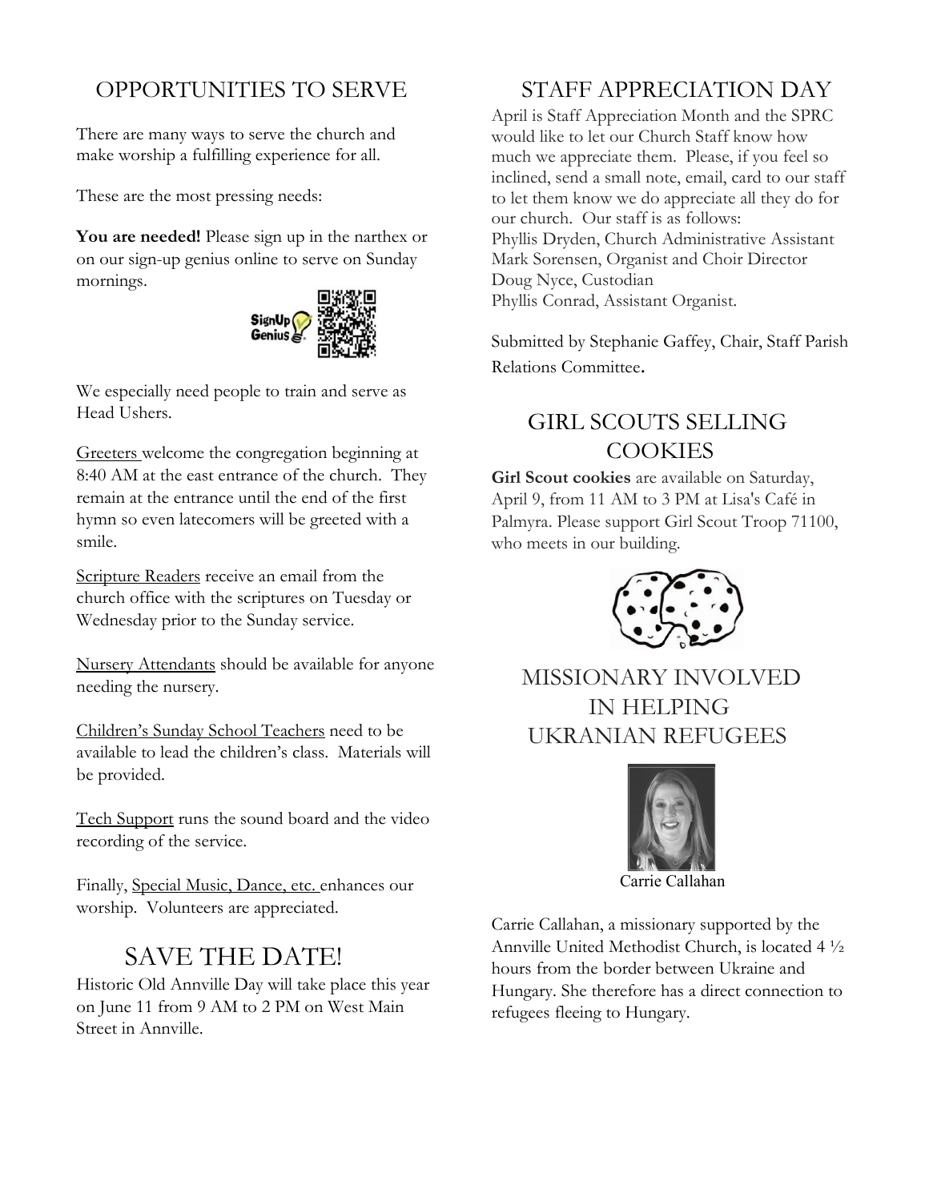## OPPORTUNITIES TO SERVE

There are many ways to serve the church and make worship a fulfilling experience for all.

These are the most pressing needs:

**You are needed!** Please sign up in the narthex or on our sign-up genius online to serve on Sunday mornings.

We especially need people to train and serve as Head Ushers.

Greeters welcome the congregation beginning at 8:40 AM at the east entrance of the church. They remain at the entrance until the end of the first hymn so even latecomers will be greeted with a smile.

Scripture Readers receive an email from the church office with the scriptures on Tuesday or Wednesday prior to the Sunday service.

Nursery Attendants should be available for anyone needing the nursery.

Children's Sunday School Teachers need to be available to lead the children's class. Materials will be provided.

Tech Support runs the sound board and the video recording of the service.

Finally, Special Music, Dance, etc. enhances our worship. Volunteers are appreciated.

## SAVE THE DATE!

Historic Old Annville Day will take place this year on June 11 from 9 AM to 2 PM on West Main Street in Annville.

## STAFF APPRECIATION DAY

April is Staff Appreciation Month and the SPRC would like to let our Church Staff know how much we appreciate them. Please, if you feel so inclined, send a small note, email, card to our staff to let them know we do appreciate all they do for our church. Our staff is as follows:
Phyllis Dryden, Church Administrative Assistant
Mark Sorensen, Organist and Choir Director
Doug Nyce, Custodian
Phyllis Conrad, Assistant Organist.

Submitted by Stephanie Gaffey, Chair, Staff Parish Relations Committee.

## GIRL SCOUTS SELLING COOKIES

**Girl Scout cookies** are available on Saturday, April 9, from 11 AM to 3 PM at Lisa's Café in Palmyra. Please support Girl Scout Troop 71100, who meets in our building.

## MISSIONARY INVOLVED IN HELPING UKRANIAN REFUGEES

Carrie Callahan

Carrie Callahan, a missionary supported by the Annville United Methodist Church, is located 4 ½ hours from the border between Ukraine and Hungary. She therefore has a direct connection to refugees fleeing to Hungary.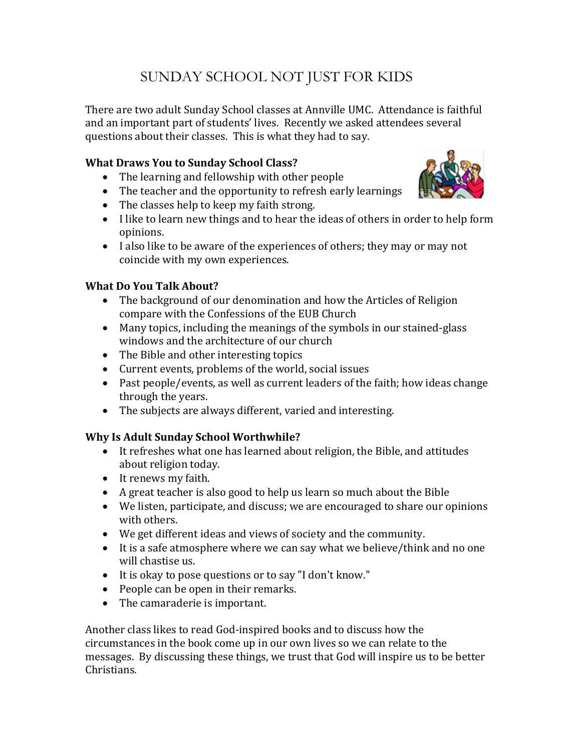# SUNDAY SCHOOL NOT JUST FOR KIDS

There are two adult Sunday School classes at Annville UMC. Attendance is faithful and an important part of students' lives. Recently we asked attendees several questions about their classes. This is what they had to say.

**What Draws You to Sunday School Class?**

- The learning and fellowship with other people
- The teacher and the opportunity to refresh early learnings
- The classes help to keep my faith strong.
- I like to learn new things and to hear the ideas of others in order to help form opinions.
- I also like to be aware of the experiences of others; they may or may not coincide with my own experiences.

**What Do You Talk About?**

- The background of our denomination and how the Articles of Religion compare with the Confessions of the EUB Church
- Many topics, including the meanings of the symbols in our stained-glass windows and the architecture of our church
- The Bible and other interesting topics
- Current events, problems of the world, social issues
- Past people/events, as well as current leaders of the faith; how ideas change through the years.
- The subjects are always different, varied and interesting.

**Why Is Adult Sunday School Worthwhile?**

- It refreshes what one has learned about religion, the Bible, and attitudes about religion today.
- It renews my faith.
- A great teacher is also good to help us learn so much about the Bible
- We listen, participate, and discuss; we are encouraged to share our opinions with others.
- We get different ideas and views of society and the community.
- It is a safe atmosphere where we can say what we believe/think and no one will chastise us.
- It is okay to pose questions or to say "I don't know."
- People can be open in their remarks.
- The camaraderie is important.

Another class likes to read God-inspired books and to discuss how the circumstances in the book come up in our own lives so we can relate to the messages. By discussing these things, we trust that God will inspire us to be better Christians.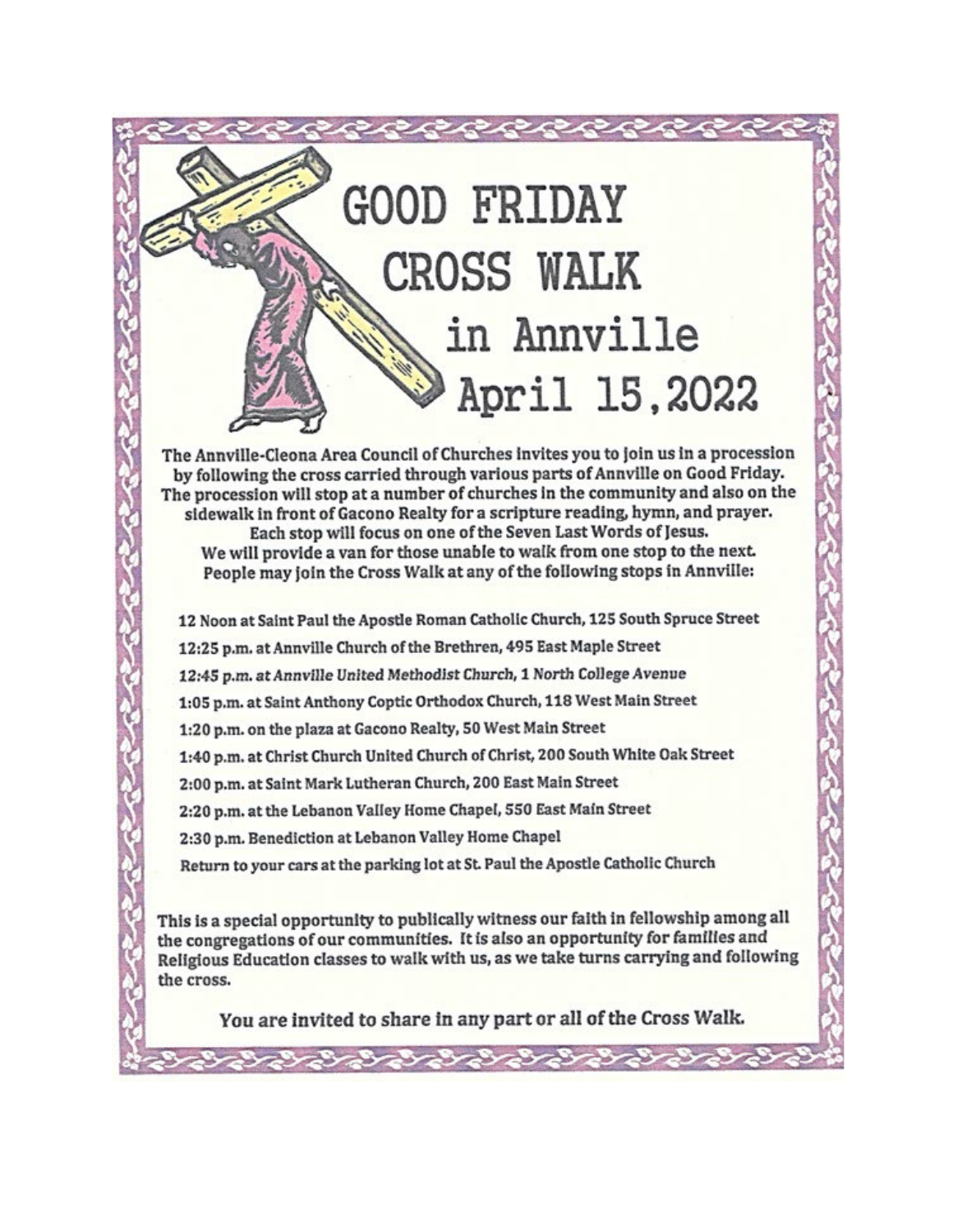# GOOD FRIDAY CROSS WALK in Annville April 15, 2022

The Annville-Cleona Area Council of Churches invites you to join us in a procession by following the cross carried through various parts of Annville on Good Friday. The procession will stop at a number of churches in the community and also on the sidewalk in front of Gacono Realty for a scripture reading, hymn, and prayer. Each stop will focus on one of the Seven Last Words of Jesus. We will provide a van for those unable to walk from one stop to the next. People may join the Cross Walk at any of the following stops in Annville:

12 Noon at Saint Paul the Apostle Roman Catholic Church, 125 South Spruce Street

12:25 p.m. at Annville Church of the Brethren, 495 East Maple Street

*12:45 p.m. at Annville United Methodist Church, 1 North College Avenue*

1:05 p.m. at Saint Anthony Coptic Orthodox Church, 118 West Main Street

1:20 p.m. on the plaza at Gacono Realty, 50 West Main Street

1:40 p.m. at Christ Church United Church of Christ, 200 South White Oak Street

2:00 p.m. at Saint Mark Lutheran Church, 200 East Main Street

2:20 p.m. at the Lebanon Valley Home Chapel, 550 East Main Street

2:30 p.m. Benediction at Lebanon Valley Home Chapel

Return to your cars at the parking lot at St. Paul the Apostle Catholic Church

This is a special opportunity to publically witness our faith in fellowship among all the congregations of our communities. It is also an opportunity for families and Religious Education classes to walk with us, as we take turns carrying and following the cross.

**You are invited to share in any part or all of the Cross Walk.**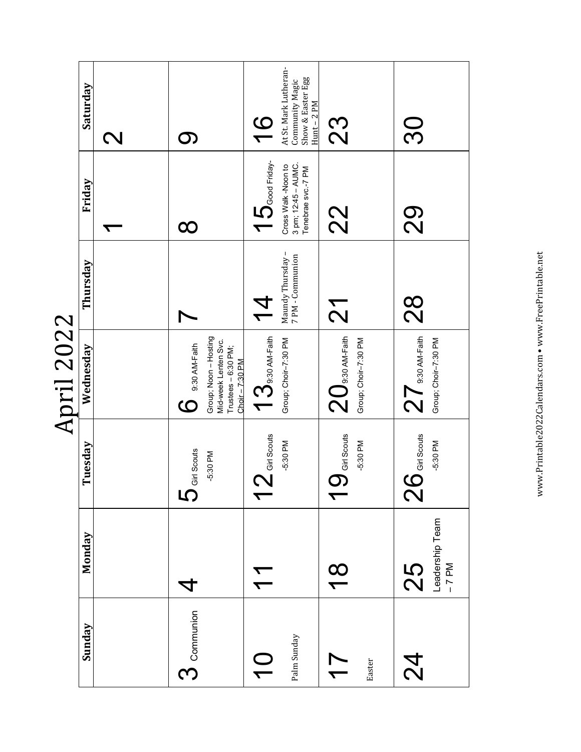# April 2022

| Sunday | Monday | Tuesday | Wednesday | Thursday | Friday | Saturday |
|---|---|---|---|---|---|---|
| | | | | | 1 | 2 |
| 3 Communion | 4 | 5 Girl Scouts -5:30 PM | 6 9:30 AM-Faith Group; Noon – Hosting Mid-week Lenten Svc. Trustees – 6:30 PM; Choir – 7:30 PM | 7 | 8 | 9 |
| 10 Palm Sunday | 11 | 12 Girl Scouts -5:30 PM | 13 9:30 AM-Faith Group; Choir–7:30 PM | 14 Maundy Thursday – 7 PM - Communion | 15 Good Friday- Cross Walk -Noon to 3 pm; 12:45 – AUMC. Tenebrae svc.-7 PM | 16 At St. Mark Lutheran- Community Magic Show & Easter Egg Hunt – 2 PM |
| 17 Easter | 18 | 19 Girl Scouts -5:30 PM | 20 9:30 AM-Faith Group; Choir–7:30 PM | 21 | 22 | 23 |
| 24 | 25 Leadership Team – 7 PM | 26 Girl Scouts -5:30 PM | 27 9:30 AM-Faith Group; Choir–7:30 PM | 28 | 29 | 30 |

www.Printable2022Calendars.com • www.FreePrintable.net